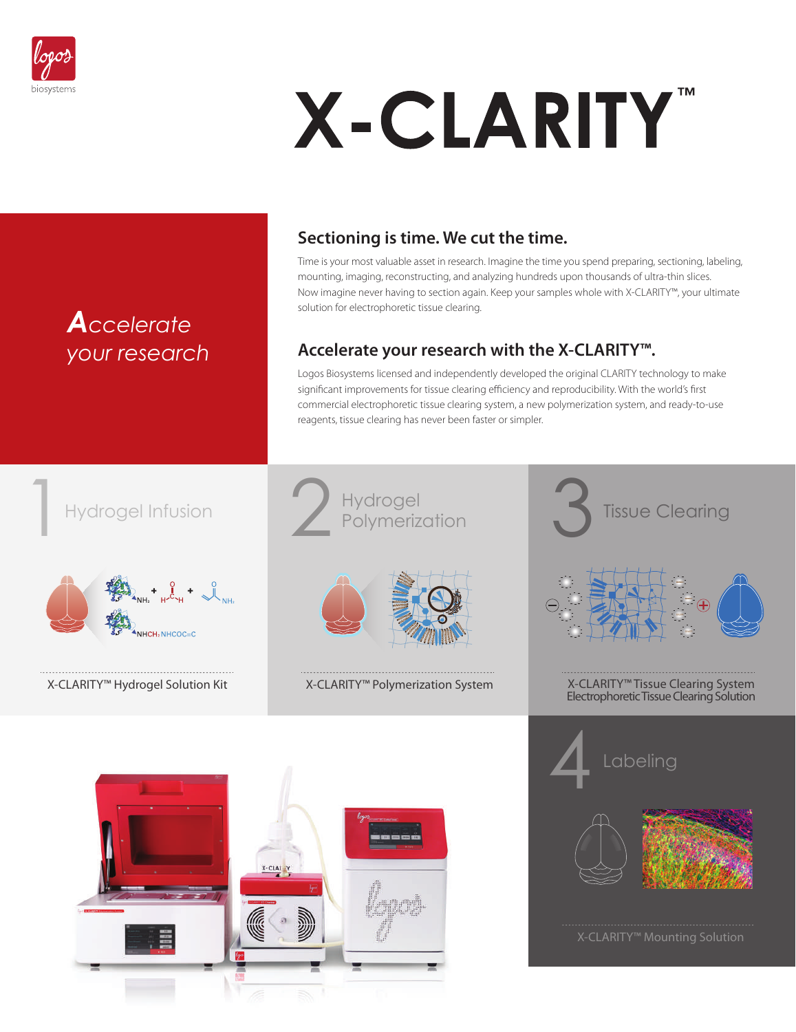logos biosystems

# X-CLARITY™

*Accelerate your research*

## Sectioning is time. We cut the time.

Time is your most valuable asset in research. Imagine the time you spend preparing, sectioning, labeling, mounting, imaging, reconstructing, and analyzing hundreds upon thousands of ultra-thin slices. Now imagine never having to section again. Keep your samples whole with X-CLARITY™, your ultimate solution for electrophoretic tissue clearing.

## Accelerate your research with the X-CLARITY™.

Logos Biosystems licensed and independently developed the original CLARITY technology to make significant improvements for tissue clearing efficiency and reproducibility. With the world's first commercial electrophoretic tissue clearing system, a new polymerization system, and ready-to-use reagents, tissue clearing has never been faster or simpler.

### 1 Hydrogel Infusion

X-CLARITY™ Hydrogel Solution Kit

### 2 Hydrogel Polymerization

X-CLARITY™ Polymerization System

### 3 Tissue Clearing

X-CLARITY™ Tissue Clearing System
Electrophoretic Tissue Clearing Solution

### 4 Labeling

X-CLARITY™ Mounting Solution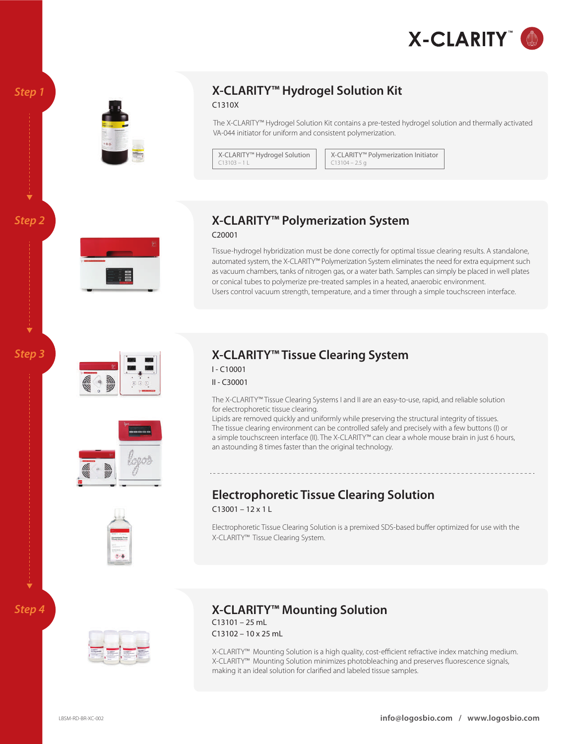# X-CLARITY™

**Step 1**

## X-CLARITY™ Hydrogel Solution Kit

C1310X

The X-CLARITY™ Hydrogel Solution Kit contains a pre-tested hydrogel solution and thermally activated VA-044 initiator for uniform and consistent polymerization.

- X-CLARITY™ Hydrogel Solution — C13103 – 1 L
- X-CLARITY™ Polymerization Initiator — C13104 – 25 g

**Step 2**

## X-CLARITY™ Polymerization System

C20001

Tissue-hydrogel hybridization must be done correctly for optimal tissue clearing results. A standalone, automated system, the X-CLARITY™ Polymerization System eliminates the need for extra equipment such as vacuum chambers, tanks of nitrogen gas, or a water bath. Samples can simply be placed in well plates or conical tubes to polymerize pre-treated samples in a heated, anaerobic environment.
Users control vacuum strength, temperature, and a timer through a simple touchscreen interface.

**Step 3**

## X-CLARITY™ Tissue Clearing System

I - C10001

II - C30001

The X-CLARITY™ Tissue Clearing Systems I and II are an easy-to-use, rapid, and reliable solution for electrophoretic tissue clearing.
Lipids are removed quickly and uniformly while preserving the structural integrity of tissues.
The tissue clearing environment can be controlled safely and precisely with a few buttons (I) or a simple touchscreen interface (II). The X-CLARITY™ can clear a whole mouse brain in just 6 hours, an astounding 8 times faster than the original technology.

## Electrophoretic Tissue Clearing Solution

C13001 – 12 x 1 L

Electrophoretic Tissue Clearing Solution is a premixed SDS-based buffer optimized for use with the X-CLARITY™ Tissue Clearing System.

**Step 4**

## X-CLARITY™ Mounting Solution

C13101 – 25 mL

C13102 – 10 x 25 mL

X-CLARITY™ Mounting Solution is a high quality, cost-efficient refractive index matching medium.
X-CLARITY™ Mounting Solution minimizes photobleaching and preserves fluorescence signals, making it an ideal solution for clarified and labeled tissue samples.

LBSM-RD-BR-XC-002

info@logosbio.com / www.logosbio.com